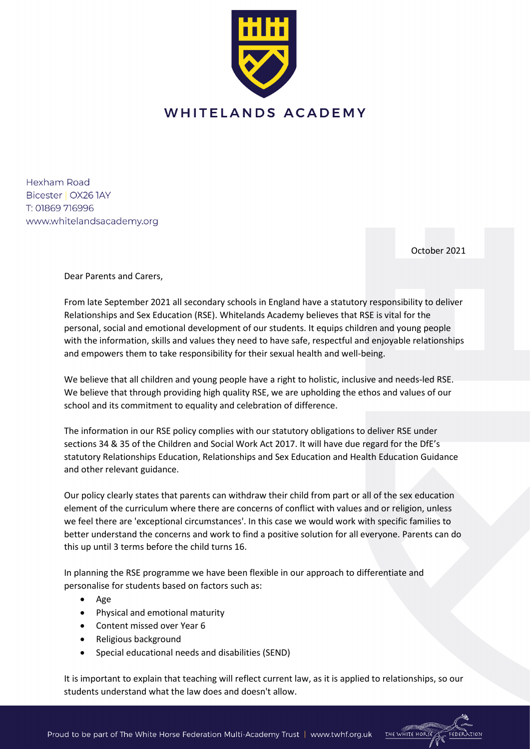# WHITELANDS ACADEMY

Hexham Road
Bicester | OX26 1AY
T: 01869 716996
www.whitelandsacademy.org

October 2021

Dear Parents and Carers,

From late September 2021 all secondary schools in England have a statutory responsibility to deliver Relationships and Sex Education (RSE). Whitelands Academy believes that RSE is vital for the personal, social and emotional development of our students. It equips children and young people with the information, skills and values they need to have safe, respectful and enjoyable relationships and empowers them to take responsibility for their sexual health and well-being.

We believe that all children and young people have a right to holistic, inclusive and needs-led RSE. We believe that through providing high quality RSE, we are upholding the ethos and values of our school and its commitment to equality and celebration of difference.

The information in our RSE policy complies with our statutory obligations to deliver RSE under sections 34 & 35 of the Children and Social Work Act 2017. It will have due regard for the DfE's statutory Relationships Education, Relationships and Sex Education and Health Education Guidance and other relevant guidance.

Our policy clearly states that parents can withdraw their child from part or all of the sex education element of the curriculum where there are concerns of conflict with values and or religion, unless we feel there are 'exceptional circumstances'. In this case we would work with specific families to better understand the concerns and work to find a positive solution for all everyone. Parents can do this up until 3 terms before the child turns 16.

In planning the RSE programme we have been flexible in our approach to differentiate and personalise for students based on factors such as:

- Age
- Physical and emotional maturity
- Content missed over Year 6
- Religious background
- Special educational needs and disabilities (SEND)

It is important to explain that teaching will reflect current law, as it is applied to relationships, so our students understand what the law does and doesn't allow.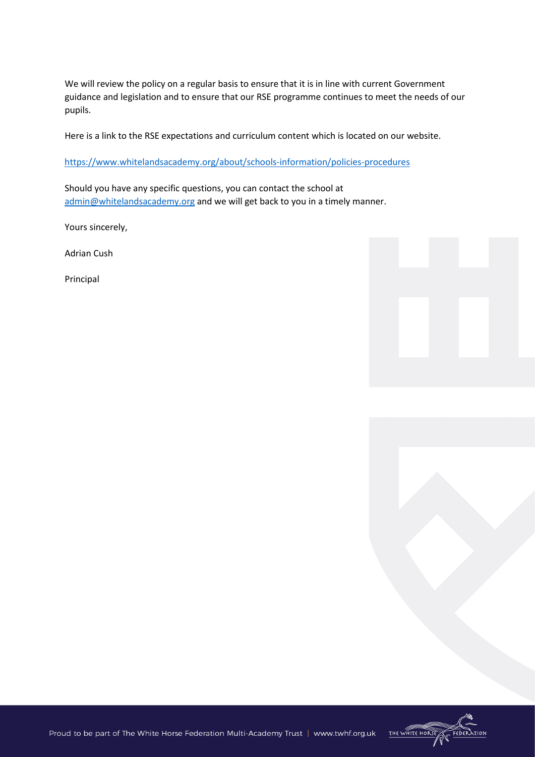We will review the policy on a regular basis to ensure that it is in line with current Government guidance and legislation and to ensure that our RSE programme continues to meet the needs of our pupils.

Here is a link to the RSE expectations and curriculum content which is located on our website.

https://www.whitelandsacademy.org/about/schools-information/policies-procedures

Should you have any specific questions, you can contact the school at admin@whitelandsacademy.org and we will get back to you in a timely manner.

Yours sincerely,

Adrian Cush

Principal